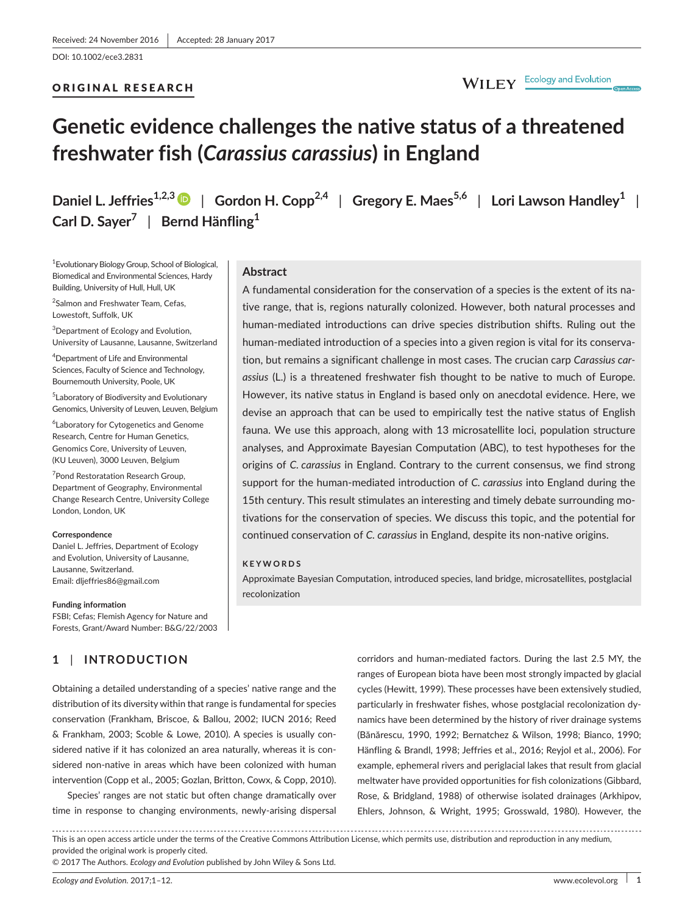Received: 24 November 2016 | Accepted: 28 January 2017

DOI: 10.1002/ece3.2831

ORIGINAL RESEARCH

# Genetic evidence challenges the native status of a threatened freshwater fish (*Carassius carassius*) in England

**Daniel L. Jeffries[1,2,3] | Gordon H. Copp[2,4] | Gregory E. Maes[5,6] | Lori Lawson Handley[1] | Carl D. Sayer[7] | Bernd Hänfling[1]**

[1]Evolutionary Biology Group, School of Biological, Biomedical and Environmental Sciences, Hardy Building, University of Hull, Hull, UK

[2]Salmon and Freshwater Team, Cefas, Lowestoft, Suffolk, UK

[3]Department of Ecology and Evolution, University of Lausanne, Lausanne, Switzerland

[4]Department of Life and Environmental Sciences, Faculty of Science and Technology, Bournemouth University, Poole, UK

[5]Laboratory of Biodiversity and Evolutionary Genomics, University of Leuven, Leuven, Belgium

[6]Laboratory for Cytogenetics and Genome Research, Centre for Human Genetics, Genomics Core, University of Leuven, (KU Leuven), 3000 Leuven, Belgium

[7]Pond Restoratation Research Group, Department of Geography, Environmental Change Research Centre, University College London, London, UK

**Correspondence**
Daniel L. Jeffries, Department of Ecology and Evolution, University of Lausanne, Lausanne, Switzerland.
Email: dljeffries86@gmail.com

**Funding information**
FSBI; Cefas; Flemish Agency for Nature and Forests, Grant/Award Number: B&G/22/2003

## Abstract

A fundamental consideration for the conservation of a species is the extent of its native range, that is, regions naturally colonized. However, both natural processes and human-mediated introductions can drive species distribution shifts. Ruling out the human-mediated introduction of a species into a given region is vital for its conservation, but remains a significant challenge in most cases. The crucian carp *Carassius carassius* (L.) is a threatened freshwater fish thought to be native to much of Europe. However, its native status in England is based only on anecdotal evidence. Here, we devise an approach that can be used to empirically test the native status of English fauna. We use this approach, along with 13 microsatellite loci, population structure analyses, and Approximate Bayesian Computation (ABC), to test hypotheses for the origins of *C. carassius* in England. Contrary to the current consensus, we find strong support for the human-mediated introduction of *C. carassius* into England during the 15th century. This result stimulates an interesting and timely debate surrounding motivations for the conservation of species. We discuss this topic, and the potential for continued conservation of *C. carassius* in England, despite its non-native origins.

**KEYWORDS**

Approximate Bayesian Computation, introduced species, land bridge, microsatellites, postglacial recolonization

## 1 | INTRODUCTION

Obtaining a detailed understanding of a species' native range and the distribution of its diversity within that range is fundamental for species conservation (Frankham, Briscoe, & Ballou, 2002; IUCN 2016; Reed & Frankham, 2003; Scoble & Lowe, 2010). A species is usually considered native if it has colonized an area naturally, whereas it is considered non-native in areas which have been colonized with human intervention (Copp et al., 2005; Gozlan, Britton, Cowx, & Copp, 2010).

Species' ranges are not static but often change dramatically over time in response to changing environments, newly-arising dispersal corridors and human-mediated factors. During the last 2.5 MY, the ranges of European biota have been most strongly impacted by glacial cycles (Hewitt, 1999). These processes have been extensively studied, particularly in freshwater fishes, whose postglacial recolonization dynamics have been determined by the history of river drainage systems (Bănărescu, 1990, 1992; Bernatchez & Wilson, 1998; Bianco, 1990; Hänfling & Brandl, 1998; Jeffries et al., 2016; Reyjol et al., 2006). For example, ephemeral rivers and periglacial lakes that result from glacial meltwater have provided opportunities for fish colonizations (Gibbard, Rose, & Bridgland, 1988) of otherwise isolated drainages (Arkhipov, Ehlers, Johnson, & Wright, 1995; Grosswald, 1980). However, the

This is an open access article under the terms of the Creative Commons Attribution License, which permits use, distribution and reproduction in any medium, provided the original work is properly cited.
© 2017 The Authors. *Ecology and Evolution* published by John Wiley & Sons Ltd.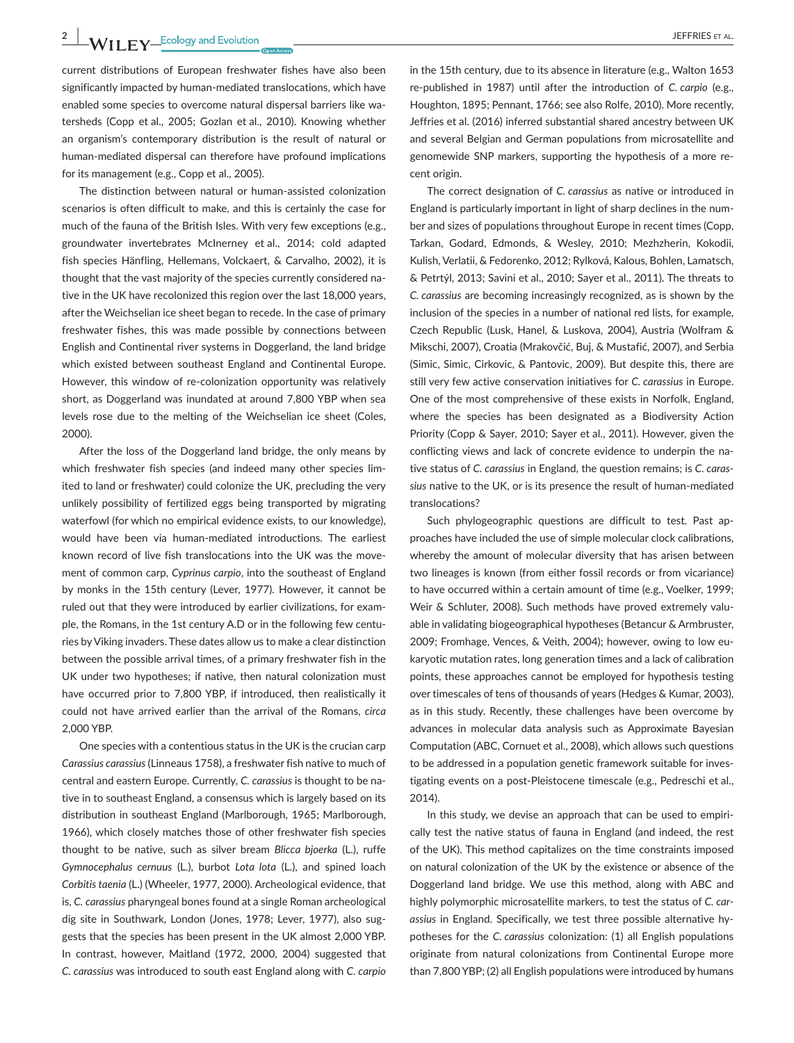current distributions of European freshwater fishes have also been significantly impacted by human-mediated translocations, which have enabled some species to overcome natural dispersal barriers like watersheds (Copp et al., 2005; Gozlan et al., 2010). Knowing whether an organism's contemporary distribution is the result of natural or human-mediated dispersal can therefore have profound implications for its management (e.g., Copp et al., 2005).

The distinction between natural or human-assisted colonization scenarios is often difficult to make, and this is certainly the case for much of the fauna of the British Isles. With very few exceptions (e.g., groundwater invertebrates McInerney et al., 2014; cold adapted fish species Hänfling, Hellemans, Volckaert, & Carvalho, 2002), it is thought that the vast majority of the species currently considered native in the UK have recolonized this region over the last 18,000 years, after the Weichselian ice sheet began to recede. In the case of primary freshwater fishes, this was made possible by connections between English and Continental river systems in Doggerland, the land bridge which existed between southeast England and Continental Europe. However, this window of re-colonization opportunity was relatively short, as Doggerland was inundated at around 7,800 YBP when sea levels rose due to the melting of the Weichselian ice sheet (Coles, 2000).

After the loss of the Doggerland land bridge, the only means by which freshwater fish species (and indeed many other species limited to land or freshwater) could colonize the UK, precluding the very unlikely possibility of fertilized eggs being transported by migrating waterfowl (for which no empirical evidence exists, to our knowledge), would have been via human-mediated introductions. The earliest known record of live fish translocations into the UK was the movement of common carp, *Cyprinus carpio*, into the southeast of England by monks in the 15th century (Lever, 1977). However, it cannot be ruled out that they were introduced by earlier civilizations, for example, the Romans, in the 1st century A.D or in the following few centuries by Viking invaders. These dates allow us to make a clear distinction between the possible arrival times, of a primary freshwater fish in the UK under two hypotheses; if native, then natural colonization must have occurred prior to 7,800 YBP, if introduced, then realistically it could not have arrived earlier than the arrival of the Romans, *circa* 2,000 YBP.

One species with a contentious status in the UK is the crucian carp *Carassius carassius* (Linneaus 1758), a freshwater fish native to much of central and eastern Europe. Currently, *C. carassius* is thought to be native in to southeast England, a consensus which is largely based on its distribution in southeast England (Marlborough, 1965; Marlborough, 1966), which closely matches those of other freshwater fish species thought to be native, such as silver bream *Blicca bjoerka* (L.), ruffe *Gymnocephalus cernuus* (L.), burbot *Lota lota* (L.), and spined loach *Corbitis taenia* (L.) (Wheeler, 1977, 2000). Archeological evidence, that is, *C. carassius* pharyngeal bones found at a single Roman archeological dig site in Southwark, London (Jones, 1978; Lever, 1977), also suggests that the species has been present in the UK almost 2,000 YBP. In contrast, however, Maitland (1972, 2000, 2004) suggested that *C. carassius* was introduced to south east England along with *C. carpio* in the 15th century, due to its absence in literature (e.g., Walton 1653 re-published in 1987) until after the introduction of *C. carpio* (e.g., Houghton, 1895; Pennant, 1766; see also Rolfe, 2010). More recently, Jeffries et al. (2016) inferred substantial shared ancestry between UK and several Belgian and German populations from microsatellite and genomewide SNP markers, supporting the hypothesis of a more recent origin.

The correct designation of *C. carassius* as native or introduced in England is particularly important in light of sharp declines in the number and sizes of populations throughout Europe in recent times (Copp, Tarkan, Godard, Edmonds, & Wesley, 2010; Mezhzherin, Kokodii, Kulish, Verlatii, & Fedorenko, 2012; Rylková, Kalous, Bohlen, Lamatsch, & Petrtýl, 2013; Savini et al., 2010; Sayer et al., 2011). The threats to *C. carassius* are becoming increasingly recognized, as is shown by the inclusion of the species in a number of national red lists, for example, Czech Republic (Lusk, Hanel, & Luskova, 2004), Austria (Wolfram & Mikschi, 2007), Croatia (Mrakovčić, Buj, & Mustafić, 2007), and Serbia (Simic, Simic, Cirkovic, & Pantovic, 2009). But despite this, there are still very few active conservation initiatives for *C. carassius* in Europe. One of the most comprehensive of these exists in Norfolk, England, where the species has been designated as a Biodiversity Action Priority (Copp & Sayer, 2010; Sayer et al., 2011). However, given the conflicting views and lack of concrete evidence to underpin the native status of *C. carassius* in England, the question remains; is *C. carassius* native to the UK, or is its presence the result of human-mediated translocations?

Such phylogeographic questions are difficult to test. Past approaches have included the use of simple molecular clock calibrations, whereby the amount of molecular diversity that has arisen between two lineages is known (from either fossil records or from vicariance) to have occurred within a certain amount of time (e.g., Voelker, 1999; Weir & Schluter, 2008). Such methods have proved extremely valuable in validating biogeographical hypotheses (Betancur & Armbruster, 2009; Fromhage, Vences, & Veith, 2004); however, owing to low eukaryotic mutation rates, long generation times and a lack of calibration points, these approaches cannot be employed for hypothesis testing over timescales of tens of thousands of years (Hedges & Kumar, 2003), as in this study. Recently, these challenges have been overcome by advances in molecular data analysis such as Approximate Bayesian Computation (ABC, Cornuet et al., 2008), which allows such questions to be addressed in a population genetic framework suitable for investigating events on a post-Pleistocene timescale (e.g., Pedreschi et al., 2014).

In this study, we devise an approach that can be used to empirically test the native status of fauna in England (and indeed, the rest of the UK). This method capitalizes on the time constraints imposed on natural colonization of the UK by the existence or absence of the Doggerland land bridge. We use this method, along with ABC and highly polymorphic microsatellite markers, to test the status of *C. carassius* in England. Specifically, we test three possible alternative hypotheses for the *C. carassius* colonization: (1) all English populations originate from natural colonizations from Continental Europe more than 7,800 YBP; (2) all English populations were introduced by humans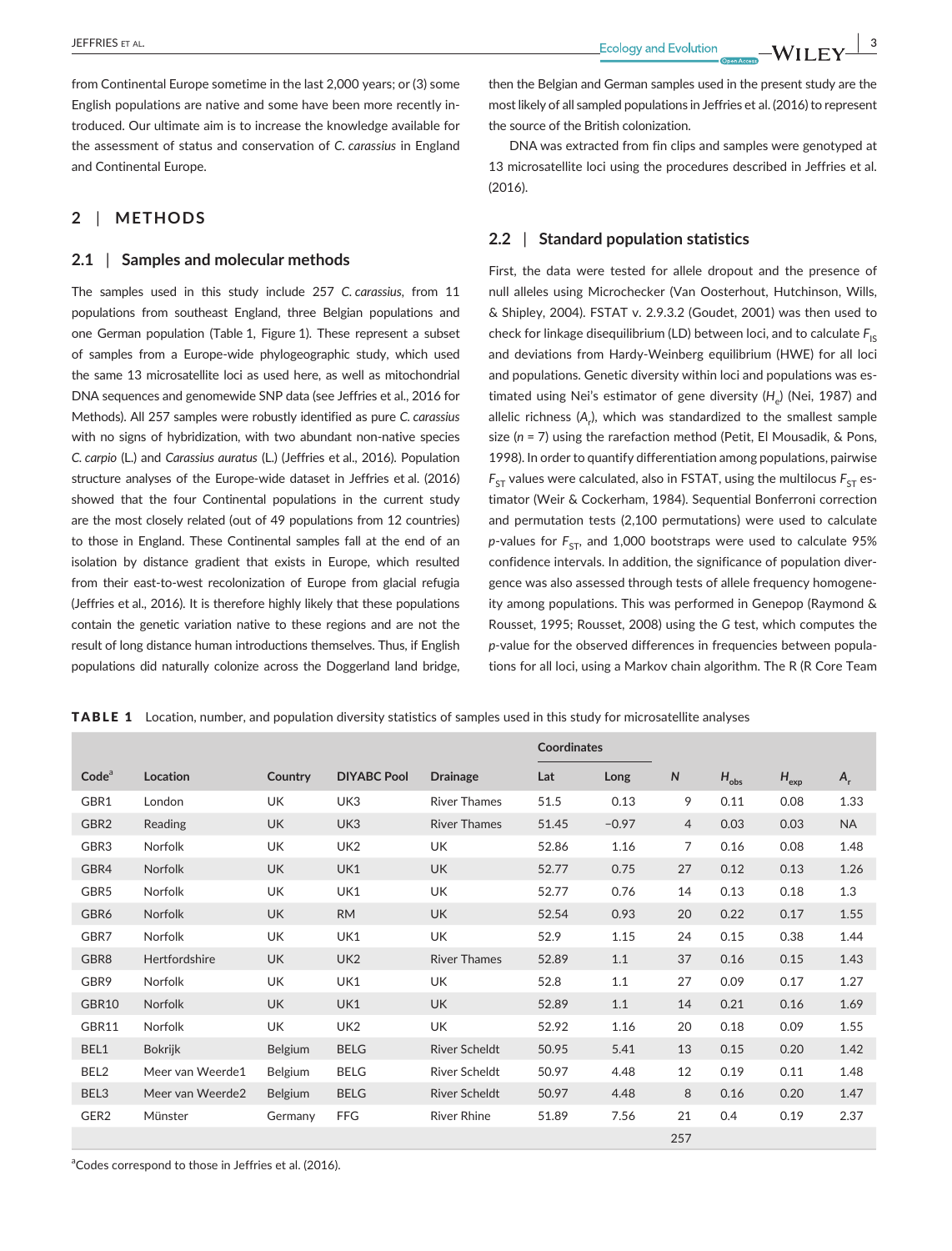from Continental Europe sometime in the last 2,000 years; or (3) some English populations are native and some have been more recently introduced. Our ultimate aim is to increase the knowledge available for the assessment of status and conservation of *C. carassius* in England and Continental Europe.

## 2 | METHODS

### 2.1 | Samples and molecular methods

The samples used in this study include 257 *C. carassius*, from 11 populations from southeast England, three Belgian populations and one German population (Table 1, Figure 1). These represent a subset of samples from a Europe-wide phylogeographic study, which used the same 13 microsatellite loci as used here, as well as mitochondrial DNA sequences and genomewide SNP data (see Jeffries et al., 2016 for Methods). All 257 samples were robustly identified as pure *C. carassius* with no signs of hybridization, with two abundant non-native species *C. carpio* (L.) and *Carassius auratus* (L.) (Jeffries et al., 2016). Population structure analyses of the Europe-wide dataset in Jeffries et al. (2016) showed that the four Continental populations in the current study are the most closely related (out of 49 populations from 12 countries) to those in England. These Continental samples fall at the end of an isolation by distance gradient that exists in Europe, which resulted from their east-to-west recolonization of Europe from glacial refugia (Jeffries et al., 2016). It is therefore highly likely that these populations contain the genetic variation native to these regions and are not the result of long distance human introductions themselves. Thus, if English populations did naturally colonize across the Doggerland land bridge, then the Belgian and German samples used in the present study are the most likely of all sampled populations in Jeffries et al. (2016) to represent the source of the British colonization.

DNA was extracted from fin clips and samples were genotyped at 13 microsatellite loci using the procedures described in Jeffries et al. (2016).

### 2.2 | Standard population statistics

First, the data were tested for allele dropout and the presence of null alleles using Microchecker (Van Oosterhout, Hutchinson, Wills, & Shipley, 2004). FSTAT v. 2.9.3.2 (Goudet, 2001) was then used to check for linkage disequilibrium (LD) between loci, and to calculate $F_{IS}$ and deviations from Hardy-Weinberg equilibrium (HWE) for all loci and populations. Genetic diversity within loci and populations was estimated using Nei's estimator of gene diversity ($H_e$) (Nei, 1987) and allelic richness ($A_r$), which was standardized to the smallest sample size ($n$ = 7) using the rarefaction method (Petit, El Mousadik, & Pons, 1998). In order to quantify differentiation among populations, pairwise $F_{ST}$ values were calculated, also in FSTAT, using the multilocus $F_{ST}$ estimator (Weir & Cockerham, 1984). Sequential Bonferroni correction and permutation tests (2,100 permutations) were used to calculate $p$-values for $F_{ST}$, and 1,000 bootstraps were used to calculate 95% confidence intervals. In addition, the significance of population divergence was also assessed through tests of allele frequency homogeneity among populations. This was performed in Genepop (Raymond & Rousset, 1995; Rousset, 2008) using the G test, which computes the $p$-value for the observed differences in frequencies between populations for all loci, using a Markov chain algorithm. The R (R Core Team

**TABLE 1** Location, number, and population diversity statistics of samples used in this study for microsatellite analyses

| | | | | | Coordinates | | | | | |
|---|---|---|---|---|---|---|---|---|---|---|
| Code[a] | Location | Country | DIYABC Pool | Drainage | Lat | Long | $N$ | $H_{obs}$ | $H_{exp}$ | $A_r$ |
| GBR1 | London | UK | UK3 | River Thames | 51.5 | 0.13 | 9 | 0.11 | 0.08 | 1.33 |
| GBR2 | Reading | UK | UK3 | River Thames | 51.45 | −0.97 | 4 | 0.03 | 0.03 | NA |
| GBR3 | Norfolk | UK | UK2 | UK | 52.86 | 1.16 | 7 | 0.16 | 0.08 | 1.48 |
| GBR4 | Norfolk | UK | UK1 | UK | 52.77 | 0.75 | 27 | 0.12 | 0.13 | 1.26 |
| GBR5 | Norfolk | UK | UK1 | UK | 52.77 | 0.76 | 14 | 0.13 | 0.18 | 1.3 |
| GBR6 | Norfolk | UK | RM | UK | 52.54 | 0.93 | 20 | 0.22 | 0.17 | 1.55 |
| GBR7 | Norfolk | UK | UK1 | UK | 52.9 | 1.15 | 24 | 0.15 | 0.38 | 1.44 |
| GBR8 | Hertfordshire | UK | UK2 | River Thames | 52.89 | 1.1 | 37 | 0.16 | 0.15 | 1.43 |
| GBR9 | Norfolk | UK | UK1 | UK | 52.8 | 1.1 | 27 | 0.09 | 0.17 | 1.27 |
| GBR10 | Norfolk | UK | UK1 | UK | 52.89 | 1.1 | 14 | 0.21 | 0.16 | 1.69 |
| GBR11 | Norfolk | UK | UK2 | UK | 52.92 | 1.16 | 20 | 0.18 | 0.09 | 1.55 |
| BEL1 | Bokrijk | Belgium | BELG | River Scheldt | 50.95 | 5.41 | 13 | 0.15 | 0.20 | 1.42 |
| BEL2 | Meer van Weerde1 | Belgium | BELG | River Scheldt | 50.97 | 4.48 | 12 | 0.19 | 0.11 | 1.48 |
| BEL3 | Meer van Weerde2 | Belgium | BELG | River Scheldt | 50.97 | 4.48 | 8 | 0.16 | 0.20 | 1.47 |
| GER2 | Münster | Germany | FFG | River Rhine | 51.89 | 7.56 | 21 | 0.4 | 0.19 | 2.37 |
| | | | | | | | 257 | | | |

[a]Codes correspond to those in Jeffries et al. (2016).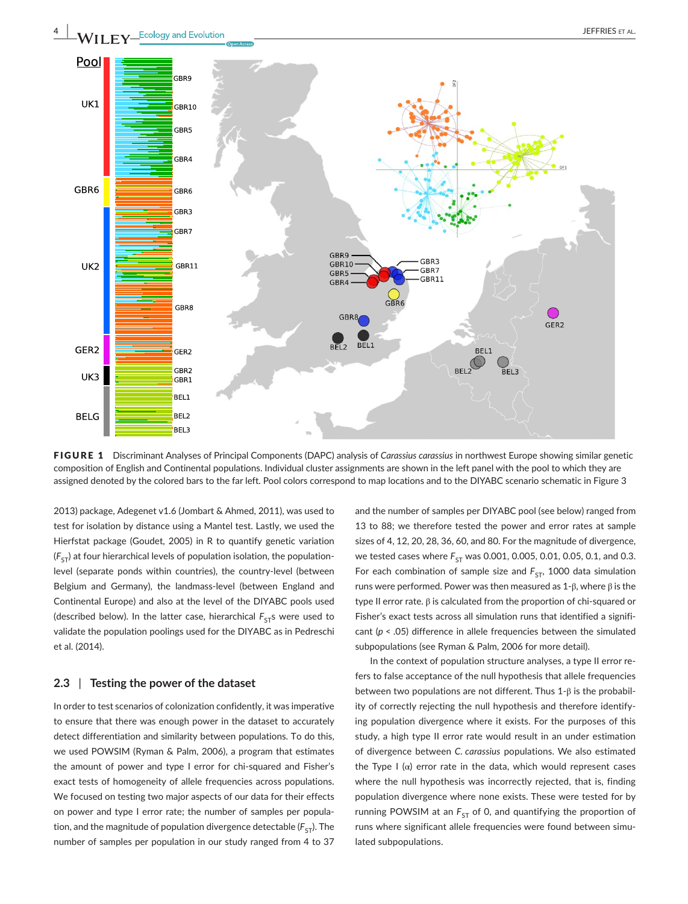**FIGURE 1** Discriminant Analyses of Principal Components (DAPC) analysis of *Carassius carassius* in northwest Europe showing similar genetic composition of English and Continental populations. Individual cluster assignments are shown in the left panel with the pool to which they are assigned denoted by the colored bars to the far left. Pool colors correspond to map locations and to the DIYABC scenario schematic in Figure 3

2013) package, Adegenet v1.6 (Jombart & Ahmed, 2011), was used to test for isolation by distance using a Mantel test. Lastly, we used the Hierfstat package (Goudet, 2005) in R to quantify genetic variation ($F_{ST}$) at four hierarchical levels of population isolation, the population-level (separate ponds within countries), the country-level (between Belgium and Germany), the landmass-level (between England and Continental Europe) and also at the level of the DIYABC pools used (described below). In the latter case, hierarchical $F_{ST}$s were used to validate the population poolings used for the DIYABC as in Pedreschi et al. (2014).

## 2.3 | Testing the power of the dataset

In order to test scenarios of colonization confidently, it was imperative to ensure that there was enough power in the dataset to accurately detect differentiation and similarity between populations. To do this, we used POWSIM (Ryman & Palm, 2006), a program that estimates the amount of power and type I error for chi-squared and Fisher's exact tests of homogeneity of allele frequencies across populations. We focused on testing two major aspects of our data for their effects on power and type I error rate; the number of samples per population, and the magnitude of population divergence detectable ($F_{ST}$). The number of samples per population in our study ranged from 4 to 37 and the number of samples per DIYABC pool (see below) ranged from 13 to 88; we therefore tested the power and error rates at sample sizes of 4, 12, 20, 28, 36, 60, and 80. For the magnitude of divergence, we tested cases where $F_{ST}$ was 0.001, 0.005, 0.01, 0.05, 0.1, and 0.3. For each combination of sample size and $F_{ST}$, 1000 data simulation runs were performed. Power was then measured as 1-β, where β is the type II error rate. β is calculated from the proportion of chi-squared or Fisher's exact tests across all simulation runs that identified a significant ($p < .05$) difference in allele frequencies between the simulated subpopulations (see Ryman & Palm, 2006 for more detail).

In the context of population structure analyses, a type II error refers to false acceptance of the null hypothesis that allele frequencies between two populations are not different. Thus 1-β is the probability of correctly rejecting the null hypothesis and therefore identifying population divergence where it exists. For the purposes of this study, a high type II error rate would result in an under estimation of divergence between *C. carassius* populations. We also estimated the Type I (α) error rate in the data, which would represent cases where the null hypothesis was incorrectly rejected, that is, finding population divergence where none exists. These were tested for by running POWSIM at an $F_{ST}$ of 0, and quantifying the proportion of runs where significant allele frequencies were found between simulated subpopulations.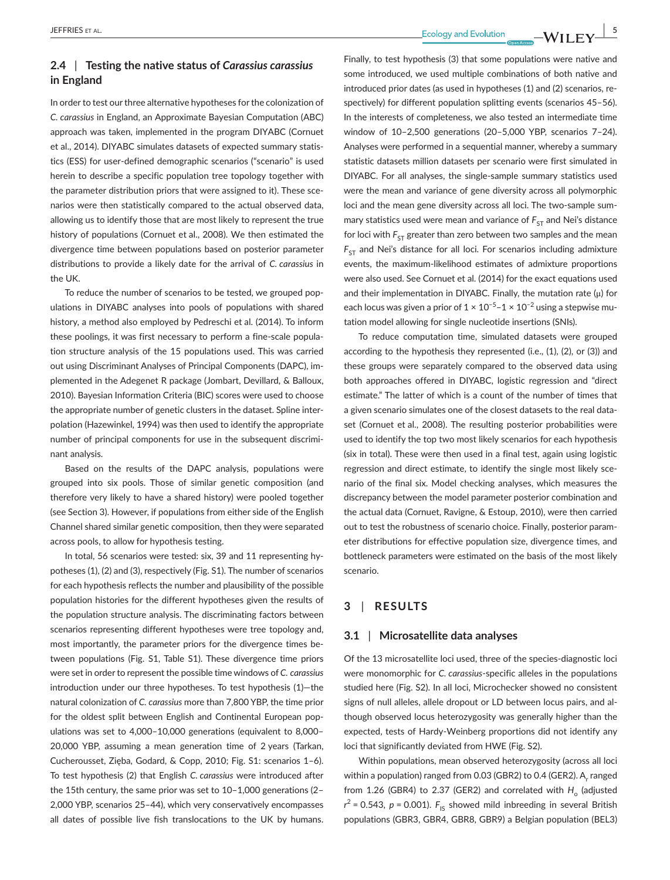## 2.4 | Testing the native status of *Carassius carassius* in England

In order to test our three alternative hypotheses for the colonization of *C. carassius* in England, an Approximate Bayesian Computation (ABC) approach was taken, implemented in the program DIYABC (Cornuet et al., 2014). DIYABC simulates datasets of expected summary statistics (ESS) for user-defined demographic scenarios ("scenario" is used herein to describe a specific population tree topology together with the parameter distribution priors that were assigned to it). These scenarios were then statistically compared to the actual observed data, allowing us to identify those that are most likely to represent the true history of populations (Cornuet et al., 2008). We then estimated the divergence time between populations based on posterior parameter distributions to provide a likely date for the arrival of *C. carassius* in the UK.

To reduce the number of scenarios to be tested, we grouped populations in DIYABC analyses into pools of populations with shared history, a method also employed by Pedreschi et al. (2014). To inform these poolings, it was first necessary to perform a fine-scale population structure analysis of the 15 populations used. This was carried out using Discriminant Analyses of Principal Components (DAPC), implemented in the Adegenet R package (Jombart, Devillard, & Balloux, 2010). Bayesian Information Criteria (BIC) scores were used to choose the appropriate number of genetic clusters in the dataset. Spline interpolation (Hazewinkel, 1994) was then used to identify the appropriate number of principal components for use in the subsequent discriminant analysis.

Based on the results of the DAPC analysis, populations were grouped into six pools. Those of similar genetic composition (and therefore very likely to have a shared history) were pooled together (see Section 3). However, if populations from either side of the English Channel shared similar genetic composition, then they were separated across pools, to allow for hypothesis testing.

In total, 56 scenarios were tested: six, 39 and 11 representing hypotheses (1), (2) and (3), respectively (Fig. S1). The number of scenarios for each hypothesis reflects the number and plausibility of the possible population histories for the different hypotheses given the results of the population structure analysis. The discriminating factors between scenarios representing different hypotheses were tree topology and, most importantly, the parameter priors for the divergence times between populations (Fig. S1, Table S1). These divergence time priors were set in order to represent the possible time windows of *C. carassius* introduction under our three hypotheses. To test hypothesis (1)—the natural colonization of *C. carassius* more than 7,800 YBP, the time prior for the oldest split between English and Continental European populations was set to 4,000–10,000 generations (equivalent to 8,000–20,000 YBP, assuming a mean generation time of 2 years (Tarkan, Cucherousset, Zięba, Godard, & Copp, 2010; Fig. S1: scenarios 1–6). To test hypothesis (2) that English *C. carassius* were introduced after the 15th century, the same prior was set to 10–1,000 generations (2–2,000 YBP, scenarios 25–44), which very conservatively encompasses all dates of possible live fish translocations to the UK by humans. Finally, to test hypothesis (3) that some populations were native and some introduced, we used multiple combinations of both native and introduced prior dates (as used in hypotheses (1) and (2) scenarios, respectively) for different population splitting events (scenarios 45–56). In the interests of completeness, we also tested an intermediate time window of 10–2,500 generations (20–5,000 YBP, scenarios 7–24). Analyses were performed in a sequential manner, whereby a summary statistic datasets million datasets per scenario were first simulated in DIYABC. For all analyses, the single-sample summary statistics used were the mean and variance of gene diversity across all polymorphic loci and the mean gene diversity across all loci. The two-sample summary statistics used were mean and variance of $F_{ST}$ and Nei's distance for loci with $F_{ST}$ greater than zero between two samples and the mean $F_{ST}$ and Nei's distance for all loci. For scenarios including admixture events, the maximum-likelihood estimates of admixture proportions were also used. See Cornuet et al. (2014) for the exact equations used and their implementation in DIYABC. Finally, the mutation rate (μ) for each locus was given a prior of $1 \times 10^{-5}$–$1 \times 10^{-2}$ using a stepwise mutation model allowing for single nucleotide insertions (SNIs).

To reduce computation time, simulated datasets were grouped according to the hypothesis they represented (i.e., (1), (2), or (3)) and these groups were separately compared to the observed data using both approaches offered in DIYABC, logistic regression and "direct estimate." The latter of which is a count of the number of times that a given scenario simulates one of the closest datasets to the real dataset (Cornuet et al., 2008). The resulting posterior probabilities were used to identify the top two most likely scenarios for each hypothesis (six in total). These were then used in a final test, again using logistic regression and direct estimate, to identify the single most likely scenario of the final six. Model checking analyses, which measures the discrepancy between the model parameter posterior combination and the actual data (Cornuet, Ravigne, & Estoup, 2010), were then carried out to test the robustness of scenario choice. Finally, posterior parameter distributions for effective population size, divergence times, and bottleneck parameters were estimated on the basis of the most likely scenario.

# 3 | RESULTS

## 3.1 | Microsatellite data analyses

Of the 13 microsatellite loci used, three of the species-diagnostic loci were monomorphic for *C. carassius*-specific alleles in the populations studied here (Fig. S2). In all loci, Microchecker showed no consistent signs of null alleles, allele dropout or LD between locus pairs, and although observed locus heterozygosity was generally higher than the expected, tests of Hardy-Weinberg proportions did not identify any loci that significantly deviated from HWE (Fig. S2).

Within populations, mean observed heterozygosity (across all loci within a population) ranged from 0.03 (GBR2) to 0.4 (GER2). $A_r$ ranged from 1.26 (GBR4) to 2.37 (GER2) and correlated with $H_o$ (adjusted $r^2 = 0.543$, $p = 0.001$). $F_{IS}$ showed mild inbreeding in several British populations (GBR3, GBR4, GBR8, GBR9) a Belgian population (BEL3)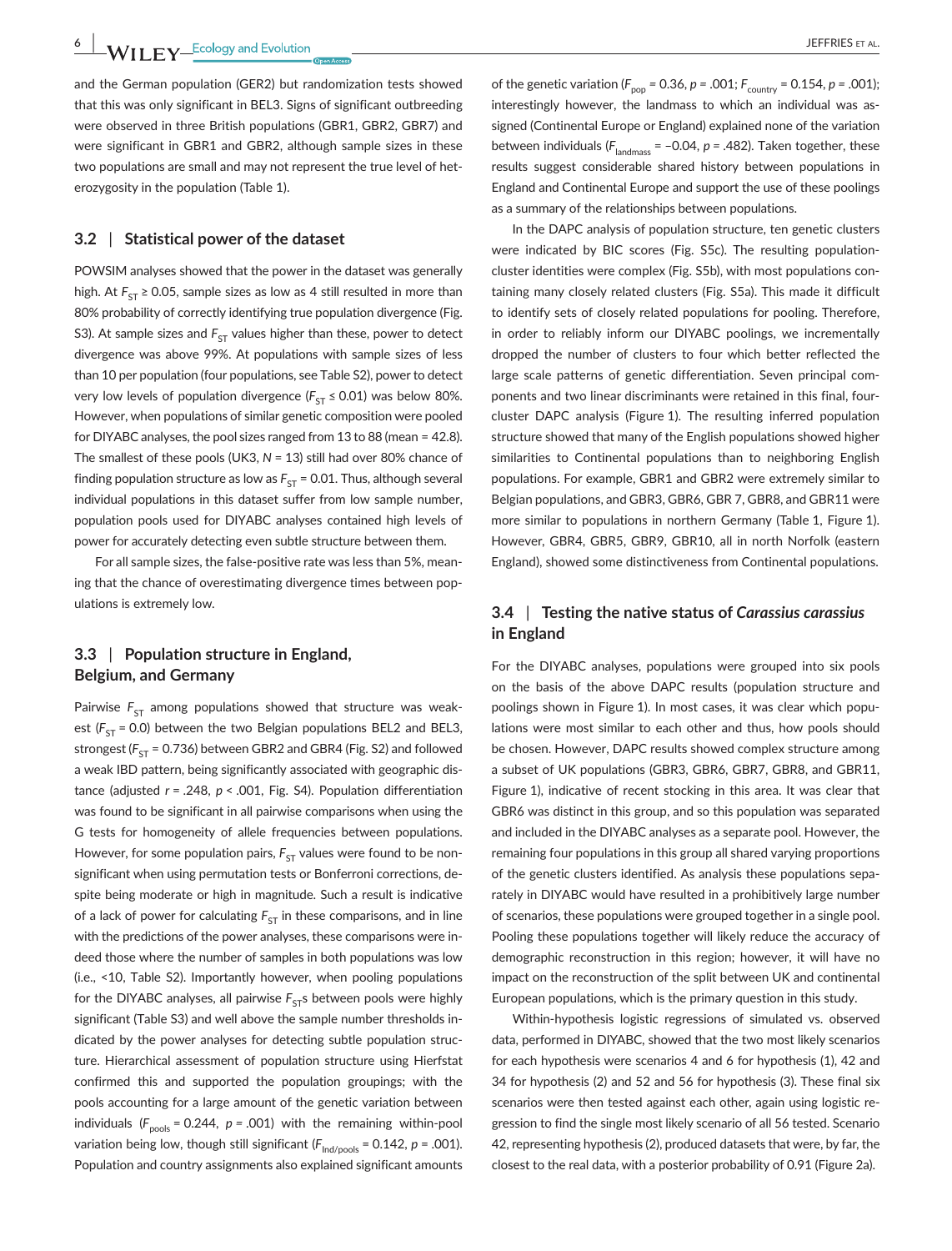and the German population (GER2) but randomization tests showed that this was only significant in BEL3. Signs of significant outbreeding were observed in three British populations (GBR1, GBR2, GBR7) and were significant in GBR1 and GBR2, although sample sizes in these two populations are small and may not represent the true level of heterozygosity in the population (Table 1).

## 3.2 | Statistical power of the dataset

POWSIM analyses showed that the power in the dataset was generally high. At $F_{ST} \geq 0.05$, sample sizes as low as 4 still resulted in more than 80% probability of correctly identifying true population divergence (Fig. S3). At sample sizes and $F_{ST}$ values higher than these, power to detect divergence was above 99%. At populations with sample sizes of less than 10 per population (four populations, see Table S2), power to detect very low levels of population divergence ($F_{ST} \leq 0.01$) was below 80%. However, when populations of similar genetic composition were pooled for DIYABC analyses, the pool sizes ranged from 13 to 88 (mean = 42.8). The smallest of these pools (UK3, $N = 13$) still had over 80% chance of finding population structure as low as $F_{ST} = 0.01$. Thus, although several individual populations in this dataset suffer from low sample number, population pools used for DIYABC analyses contained high levels of power for accurately detecting even subtle structure between them.

For all sample sizes, the false-positive rate was less than 5%, meaning that the chance of overestimating divergence times between populations is extremely low.

## 3.3 | Population structure in England, Belgium, and Germany

Pairwise $F_{ST}$ among populations showed that structure was weakest ($F_{ST} = 0.0$) between the two Belgian populations BEL2 and BEL3, strongest ($F_{ST} = 0.736$) between GBR2 and GBR4 (Fig. S2) and followed a weak IBD pattern, being significantly associated with geographic distance (adjusted $r = .248$, $p < .001$, Fig. S4). Population differentiation was found to be significant in all pairwise comparisons when using the G tests for homogeneity of allele frequencies between populations. However, for some population pairs, $F_{ST}$ values were found to be nonsignificant when using permutation tests or Bonferroni corrections, despite being moderate or high in magnitude. Such a result is indicative of a lack of power for calculating $F_{ST}$ in these comparisons, and in line with the predictions of the power analyses, these comparisons were indeed those where the number of samples in both populations was low (i.e., <10, Table S2). Importantly however, when pooling populations for the DIYABC analyses, all pairwise $F_{ST}$s between pools were highly significant (Table S3) and well above the sample number thresholds indicated by the power analyses for detecting subtle population structure. Hierarchical assessment of population structure using Hierfstat confirmed this and supported the population groupings; with the pools accounting for a large amount of the genetic variation between individuals ($F_{pools} = 0.244$, $p = .001$) with the remaining within-pool variation being low, though still significant ($F_{Ind/pools} = 0.142$, $p = .001$). Population and country assignments also explained significant amounts of the genetic variation ($F_{pop} = 0.36$, $p = .001$; $F_{country} = 0.154$, $p = .001$); interestingly however, the landmass to which an individual was assigned (Continental Europe or England) explained none of the variation between individuals ($F_{landmass} = -0.04$, $p = .482$). Taken together, these results suggest considerable shared history between populations in England and Continental Europe and support the use of these poolings as a summary of the relationships between populations.

In the DAPC analysis of population structure, ten genetic clusters were indicated by BIC scores (Fig. S5c). The resulting population-cluster identities were complex (Fig. S5b), with most populations containing many closely related clusters (Fig. S5a). This made it difficult to identify sets of closely related populations for pooling. Therefore, in order to reliably inform our DIYABC poolings, we incrementally dropped the number of clusters to four which better reflected the large scale patterns of genetic differentiation. Seven principal components and two linear discriminants were retained in this final, four-cluster DAPC analysis (Figure 1). The resulting inferred population structure showed that many of the English populations showed higher similarities to Continental populations than to neighboring English populations. For example, GBR1 and GBR2 were extremely similar to Belgian populations, and GBR3, GBR6, GBR 7, GBR8, and GBR11 were more similar to populations in northern Germany (Table 1, Figure 1). However, GBR4, GBR5, GBR9, GBR10, all in north Norfolk (eastern England), showed some distinctiveness from Continental populations.

## 3.4 | Testing the native status of *Carassius carassius* in England

For the DIYABC analyses, populations were grouped into six pools on the basis of the above DAPC results (population structure and poolings shown in Figure 1). In most cases, it was clear which populations were most similar to each other and thus, how pools should be chosen. However, DAPC results showed complex structure among a subset of UK populations (GBR3, GBR6, GBR7, GBR8, and GBR11, Figure 1), indicative of recent stocking in this area. It was clear that GBR6 was distinct in this group, and so this population was separated and included in the DIYABC analyses as a separate pool. However, the remaining four populations in this group all shared varying proportions of the genetic clusters identified. As analysis these populations separately in DIYABC would have resulted in a prohibitively large number of scenarios, these populations were grouped together in a single pool. Pooling these populations together will likely reduce the accuracy of demographic reconstruction in this region; however, it will have no impact on the reconstruction of the split between UK and continental European populations, which is the primary question in this study.

Within-hypothesis logistic regressions of simulated vs. observed data, performed in DIYABC, showed that the two most likely scenarios for each hypothesis were scenarios 4 and 6 for hypothesis (1), 42 and 34 for hypothesis (2) and 52 and 56 for hypothesis (3). These final six scenarios were then tested against each other, again using logistic regression to find the single most likely scenario of all 56 tested. Scenario 42, representing hypothesis (2), produced datasets that were, by far, the closest to the real data, with a posterior probability of 0.91 (Figure 2a).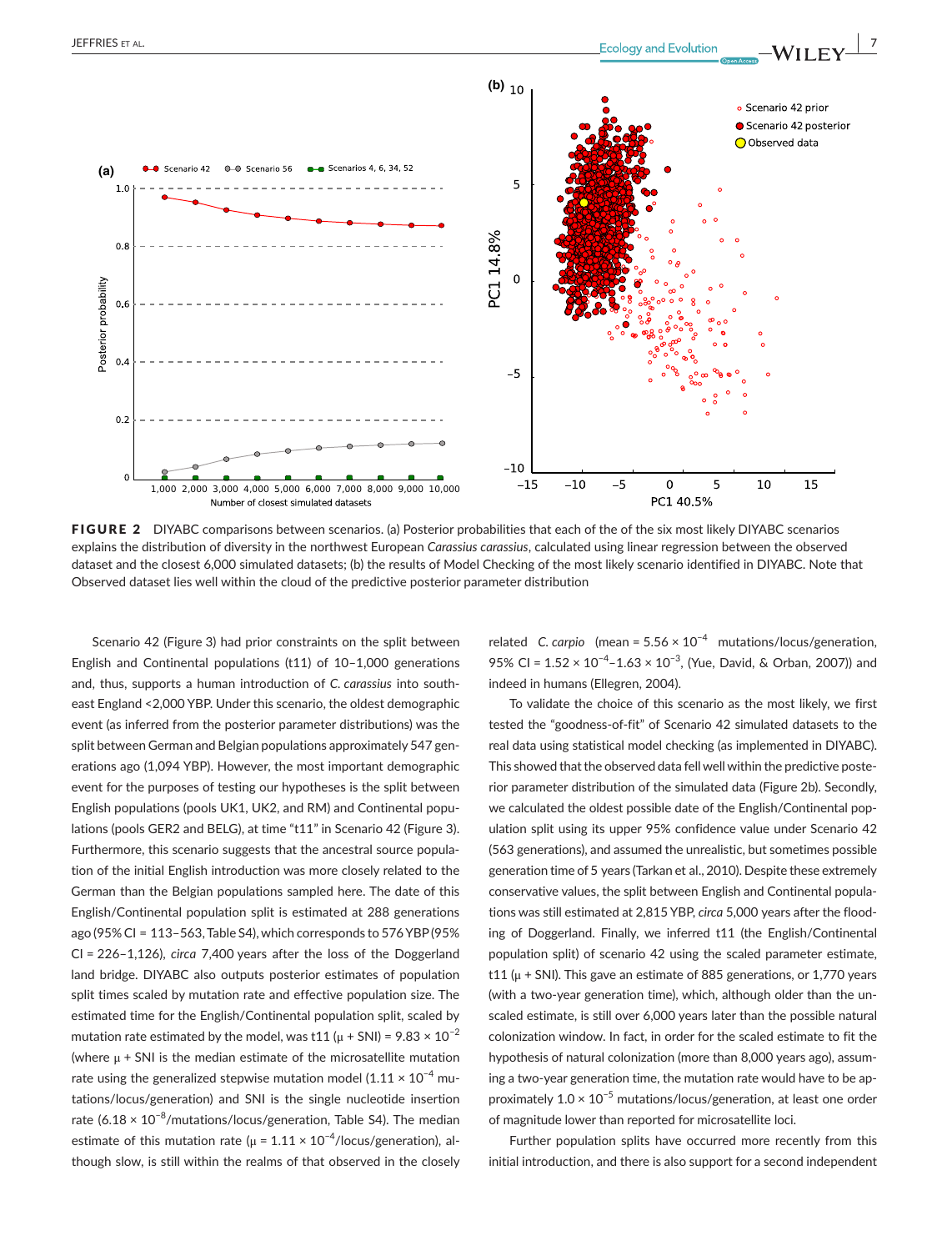FIGURE 2 DIYABC comparisons between scenarios. (a) Posterior probabilities that each of the of the six most likely DIYABC scenarios explains the distribution of diversity in the northwest European *Carassius carassius*, calculated using linear regression between the observed dataset and the closest 6,000 simulated datasets; (b) the results of Model Checking of the most likely scenario identified in DIYABC. Note that Observed dataset lies well within the cloud of the predictive posterior parameter distribution

Scenario 42 (Figure 3) had prior constraints on the split between English and Continental populations (t11) of 10–1,000 generations and, thus, supports a human introduction of *C. carassius* into southeast England <2,000 YBP. Under this scenario, the oldest demographic event (as inferred from the posterior parameter distributions) was the split between German and Belgian populations approximately 547 generations ago (1,094 YBP). However, the most important demographic event for the purposes of testing our hypotheses is the split between English populations (pools UK1, UK2, and RM) and Continental populations (pools GER2 and BELG), at time "t11" in Scenario 42 (Figure 3). Furthermore, this scenario suggests that the ancestral source population of the initial English introduction was more closely related to the German than the Belgian populations sampled here. The date of this English/Continental population split is estimated at 288 generations ago (95% CI = 113–563, Table S4), which corresponds to 576 YBP (95% CI = 226–1,126), *circa* 7,400 years after the loss of the Doggerland land bridge. DIYABC also outputs posterior estimates of population split times scaled by mutation rate and effective population size. The estimated time for the English/Continental population split, scaled by mutation rate estimated by the model, was t11 (μ + SNI) = $9.83 \times 10^{-2}$ (where μ + SNI is the median estimate of the microsatellite mutation rate using the generalized stepwise mutation model ($1.11 \times 10^{-4}$ mutations/locus/generation) and SNI is the single nucleotide insertion rate ($6.18 \times 10^{-8}$/mutations/locus/generation, Table S4). The median estimate of this mutation rate (μ = $1.11 \times 10^{-4}$/locus/generation), although slow, is still within the realms of that observed in the closely related *C. carpio* (mean = $5.56 \times 10^{-4}$ mutations/locus/generation, 95% CI = $1.52 \times 10^{-4}$–$1.63 \times 10^{-3}$, (Yue, David, & Orban, 2007)) and indeed in humans (Ellegren, 2004).

To validate the choice of this scenario as the most likely, we first tested the "goodness-of-fit" of Scenario 42 simulated datasets to the real data using statistical model checking (as implemented in DIYABC). This showed that the observed data fell well within the predictive posterior parameter distribution of the simulated data (Figure 2b). Secondly, we calculated the oldest possible date of the English/Continental population split using its upper 95% confidence value under Scenario 42 (563 generations), and assumed the unrealistic, but sometimes possible generation time of 5 years (Tarkan et al., 2010). Despite these extremely conservative values, the split between English and Continental populations was still estimated at 2,815 YBP, *circa* 5,000 years after the flooding of Doggerland. Finally, we inferred t11 (the English/Continental population split) of scenario 42 using the scaled parameter estimate, t11 (μ + SNI). This gave an estimate of 885 generations, or 1,770 years (with a two-year generation time), which, although older than the unscaled estimate, is still over 6,000 years later than the possible natural colonization window. In fact, in order for the scaled estimate to fit the hypothesis of natural colonization (more than 8,000 years ago), assuming a two-year generation time, the mutation rate would have to be approximately $1.0 \times 10^{-5}$ mutations/locus/generation, at least one order of magnitude lower than reported for microsatellite loci.

Further population splits have occurred more recently from this initial introduction, and there is also support for a second independent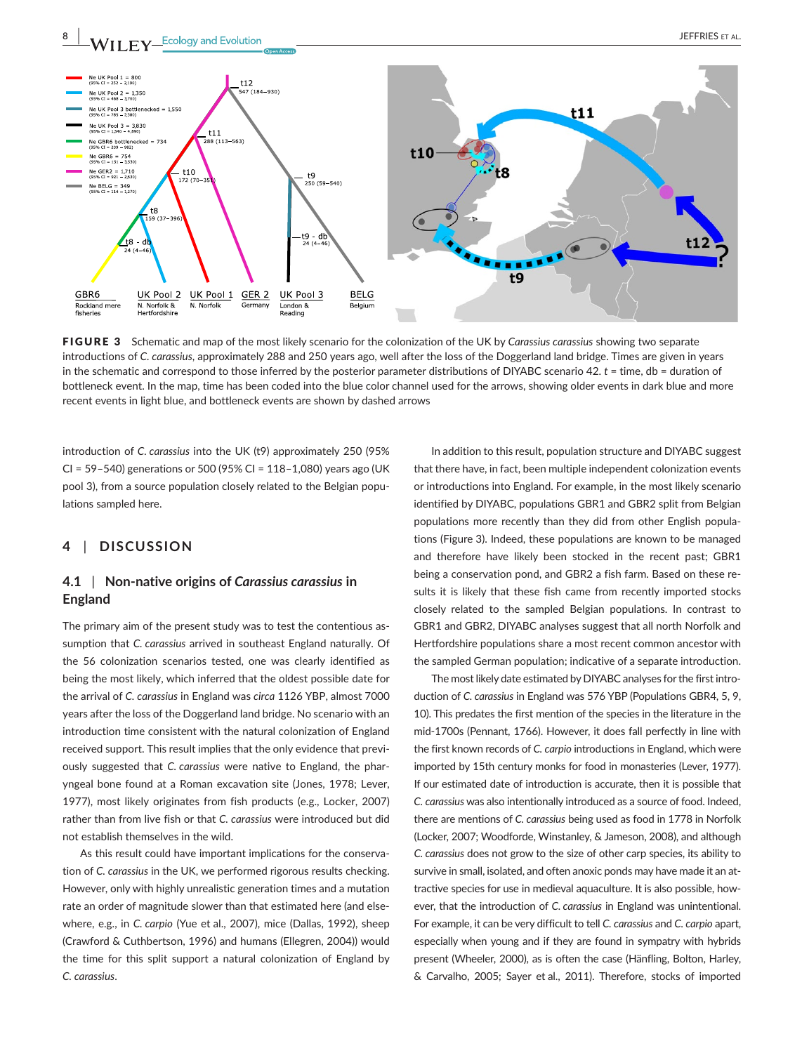**FIGURE 3** Schematic and map of the most likely scenario for the colonization of the UK by *Carassius carassius* showing two separate introductions of *C. carassius*, approximately 288 and 250 years ago, well after the loss of the Doggerland land bridge. Times are given in years in the schematic and correspond to those inferred by the posterior parameter distributions of DIYABC scenario 42. *t* = time, db = duration of bottleneck event. In the map, time has been coded into the blue color channel used for the arrows, showing older events in dark blue and more recent events in light blue, and bottleneck events are shown by dashed arrows

introduction of *C. carassius* into the UK (t9) approximately 250 (95% CI = 59–540) generations or 500 (95% CI = 118–1,080) years ago (UK pool 3), from a source population closely related to the Belgian populations sampled here.

## 4 | DISCUSSION

### 4.1 | Non-native origins of *Carassius carassius* in England

The primary aim of the present study was to test the contentious assumption that *C. carassius* arrived in southeast England naturally. Of the 56 colonization scenarios tested, one was clearly identified as being the most likely, which inferred that the oldest possible date for the arrival of *C. carassius* in England was *circa* 1126 YBP, almost 7000 years after the loss of the Doggerland land bridge. No scenario with an introduction time consistent with the natural colonization of England received support. This result implies that the only evidence that previously suggested that *C. carassius* were native to England, the pharyngeal bone found at a Roman excavation site (Jones, 1978; Lever, 1977), most likely originates from fish products (e.g., Locker, 2007) rather than from live fish or that *C. carassius* were introduced but did not establish themselves in the wild.

As this result could have important implications for the conservation of *C. carassius* in the UK, we performed rigorous results checking. However, only with highly unrealistic generation times and a mutation rate an order of magnitude slower than that estimated here (and elsewhere, e.g., in *C. carpio* (Yue et al., 2007), mice (Dallas, 1992), sheep (Crawford & Cuthbertson, 1996) and humans (Ellegren, 2004)) would the time for this split support a natural colonization of England by *C. carassius*.

In addition to this result, population structure and DIYABC suggest that there have, in fact, been multiple independent colonization events or introductions into England. For example, in the most likely scenario identified by DIYABC, populations GBR1 and GBR2 split from Belgian populations more recently than they did from other English populations (Figure 3). Indeed, these populations are known to be managed and therefore have likely been stocked in the recent past; GBR1 being a conservation pond, and GBR2 a fish farm. Based on these results it is likely that these fish came from recently imported stocks closely related to the sampled Belgian populations. In contrast to GBR1 and GBR2, DIYABC analyses suggest that all north Norfolk and Hertfordshire populations share a most recent common ancestor with the sampled German population; indicative of a separate introduction.

The most likely date estimated by DIYABC analyses for the first introduction of *C. carassius* in England was 576 YBP (Populations GBR4, 5, 9, 10). This predates the first mention of the species in the literature in the mid-1700s (Pennant, 1766). However, it does fall perfectly in line with the first known records of *C. carpio* introductions in England, which were imported by 15th century monks for food in monasteries (Lever, 1977). If our estimated date of introduction is accurate, then it is possible that *C. carassius* was also intentionally introduced as a source of food. Indeed, there are mentions of *C. carassius* being used as food in 1778 in Norfolk (Locker, 2007; Woodforde, Winstanley, & Jameson, 2008), and although *C. carassius* does not grow to the size of other carp species, its ability to survive in small, isolated, and often anoxic ponds may have made it an attractive species for use in medieval aquaculture. It is also possible, however, that the introduction of *C. carassius* in England was unintentional. For example, it can be very difficult to tell *C. carassius* and *C. carpio* apart, especially when young and if they are found in sympatry with hybrids present (Wheeler, 2000), as is often the case (Hänfling, Bolton, Harley, & Carvalho, 2005; Sayer et al., 2011). Therefore, stocks of imported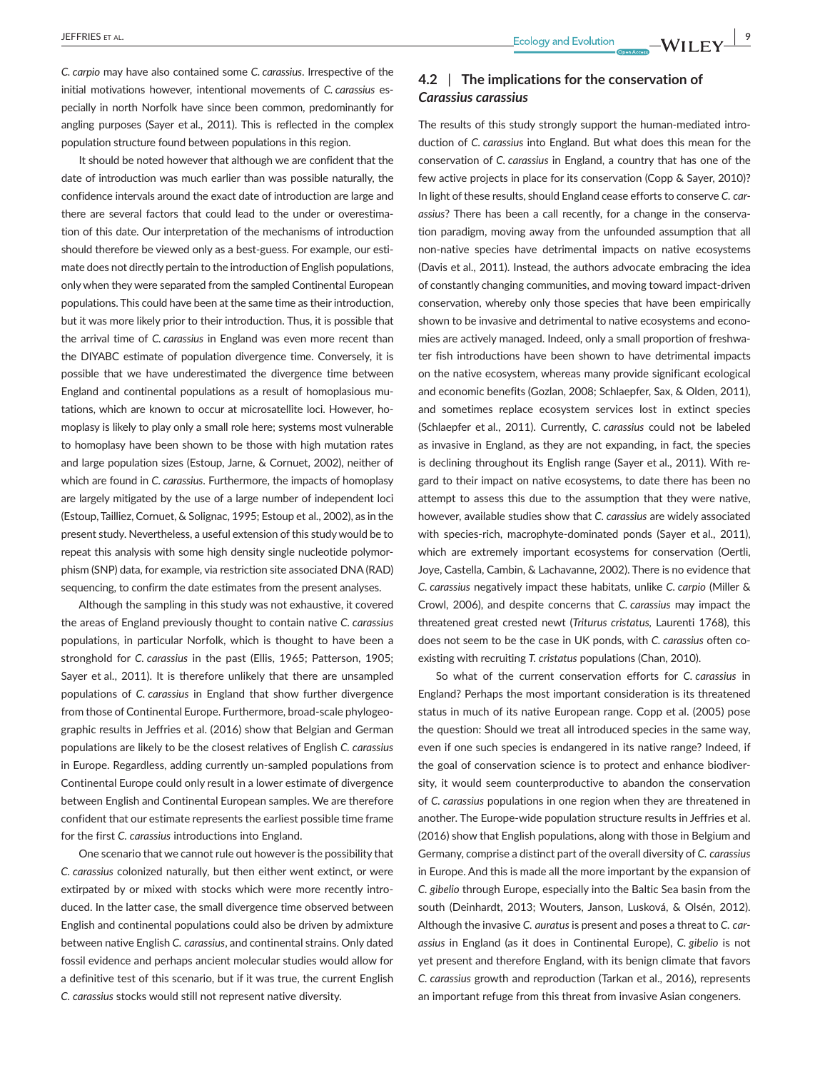*C. carpio* may have also contained some *C. carassius*. Irrespective of the initial motivations however, intentional movements of *C. carassius* especially in north Norfolk have since been common, predominantly for angling purposes (Sayer et al., 2011). This is reflected in the complex population structure found between populations in this region.

It should be noted however that although we are confident that the date of introduction was much earlier than was possible naturally, the confidence intervals around the exact date of introduction are large and there are several factors that could lead to the under or overestimation of this date. Our interpretation of the mechanisms of introduction should therefore be viewed only as a best-guess. For example, our estimate does not directly pertain to the introduction of English populations, only when they were separated from the sampled Continental European populations. This could have been at the same time as their introduction, but it was more likely prior to their introduction. Thus, it is possible that the arrival time of *C. carassius* in England was even more recent than the DIYABC estimate of population divergence time. Conversely, it is possible that we have underestimated the divergence time between England and continental populations as a result of homoplasious mutations, which are known to occur at microsatellite loci. However, homoplasy is likely to play only a small role here; systems most vulnerable to homoplasy have been shown to be those with high mutation rates and large population sizes (Estoup, Jarne, & Cornuet, 2002), neither of which are found in *C. carassius*. Furthermore, the impacts of homoplasy are largely mitigated by the use of a large number of independent loci (Estoup, Tailliez, Cornuet, & Solignac, 1995; Estoup et al., 2002), as in the present study. Nevertheless, a useful extension of this study would be to repeat this analysis with some high density single nucleotide polymorphism (SNP) data, for example, via restriction site associated DNA (RAD) sequencing, to confirm the date estimates from the present analyses.

Although the sampling in this study was not exhaustive, it covered the areas of England previously thought to contain native *C. carassius* populations, in particular Norfolk, which is thought to have been a stronghold for *C. carassius* in the past (Ellis, 1965; Patterson, 1905; Sayer et al., 2011). It is therefore unlikely that there are unsampled populations of *C. carassius* in England that show further divergence from those of Continental Europe. Furthermore, broad-scale phylogeographic results in Jeffries et al. (2016) show that Belgian and German populations are likely to be the closest relatives of English *C. carassius* in Europe. Regardless, adding currently un-sampled populations from Continental Europe could only result in a lower estimate of divergence between English and Continental European samples. We are therefore confident that our estimate represents the earliest possible time frame for the first *C. carassius* introductions into England.

One scenario that we cannot rule out however is the possibility that *C. carassius* colonized naturally, but then either went extinct, or were extirpated by or mixed with stocks which were more recently introduced. In the latter case, the small divergence time observed between English and continental populations could also be driven by admixture between native English *C. carassius*, and continental strains. Only dated fossil evidence and perhaps ancient molecular studies would allow for a definitive test of this scenario, but if it was true, the current English *C. carassius* stocks would still not represent native diversity.

## 4.2 | The implications for the conservation of *Carassius carassius*

The results of this study strongly support the human-mediated introduction of *C. carassius* into England. But what does this mean for the conservation of *C. carassius* in England, a country that has one of the few active projects in place for its conservation (Copp & Sayer, 2010)? In light of these results, should England cease efforts to conserve *C. carassius*? There has been a call recently, for a change in the conservation paradigm, moving away from the unfounded assumption that all non-native species have detrimental impacts on native ecosystems (Davis et al., 2011). Instead, the authors advocate embracing the idea of constantly changing communities, and moving toward impact-driven conservation, whereby only those species that have been empirically shown to be invasive and detrimental to native ecosystems and economies are actively managed. Indeed, only a small proportion of freshwater fish introductions have been shown to have detrimental impacts on the native ecosystem, whereas many provide significant ecological and economic benefits (Gozlan, 2008; Schlaepfer, Sax, & Olden, 2011), and sometimes replace ecosystem services lost in extinct species (Schlaepfer et al., 2011). Currently, *C. carassius* could not be labeled as invasive in England, as they are not expanding, in fact, the species is declining throughout its English range (Sayer et al., 2011). With regard to their impact on native ecosystems, to date there has been no attempt to assess this due to the assumption that they were native, however, available studies show that *C. carassius* are widely associated with species-rich, macrophyte-dominated ponds (Sayer et al., 2011), which are extremely important ecosystems for conservation (Oertli, Joye, Castella, Cambin, & Lachavanne, 2002). There is no evidence that *C. carassius* negatively impact these habitats, unlike *C. carpio* (Miller & Crowl, 2006), and despite concerns that *C. carassius* may impact the threatened great crested newt (*Triturus cristatus*, Laurenti 1768), this does not seem to be the case in UK ponds, with *C. carassius* often coexisting with recruiting *T. cristatus* populations (Chan, 2010).

So what of the current conservation efforts for *C. carassius* in England? Perhaps the most important consideration is its threatened status in much of its native European range. Copp et al. (2005) pose the question: Should we treat all introduced species in the same way, even if one such species is endangered in its native range? Indeed, if the goal of conservation science is to protect and enhance biodiversity, it would seem counterproductive to abandon the conservation of *C. carassius* populations in one region when they are threatened in another. The Europe-wide population structure results in Jeffries et al. (2016) show that English populations, along with those in Belgium and Germany, comprise a distinct part of the overall diversity of *C. carassius* in Europe. And this is made all the more important by the expansion of *C. gibelio* through Europe, especially into the Baltic Sea basin from the south (Deinhardt, 2013; Wouters, Janson, Lusková, & Olsén, 2012). Although the invasive *C. auratus* is present and poses a threat to *C. carassius* in England (as it does in Continental Europe), *C. gibelio* is not yet present and therefore England, with its benign climate that favors *C. carassius* growth and reproduction (Tarkan et al., 2016), represents an important refuge from this threat from invasive Asian congeners.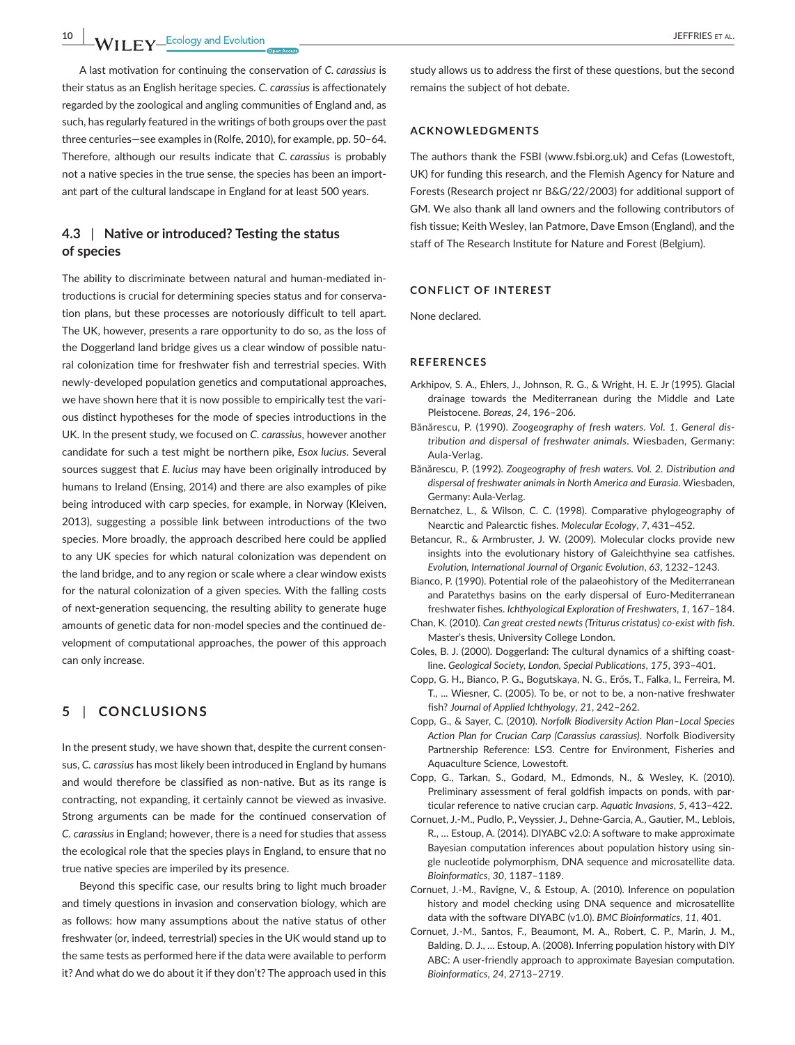A last motivation for continuing the conservation of *C. carassius* is their status as an English heritage species. *C. carassius* is affectionately regarded by the zoological and angling communities of England and, as such, has regularly featured in the writings of both groups over the past three centuries—see examples in (Rolfe, 2010), for example, pp. 50–64. Therefore, although our results indicate that *C. carassius* is probably not a native species in the true sense, the species has been an important part of the cultural landscape in England for at least 500 years.

### 4.3 | Native or introduced? Testing the status of species

The ability to discriminate between natural and human-mediated introductions is crucial for determining species status and for conservation plans, but these processes are notoriously difficult to tell apart. The UK, however, presents a rare opportunity to do so, as the loss of the Doggerland land bridge gives us a clear window of possible natural colonization time for freshwater fish and terrestrial species. With newly-developed population genetics and computational approaches, we have shown here that it is now possible to empirically test the various distinct hypotheses for the mode of species introductions in the UK. In the present study, we focused on *C. carassius*, however another candidate for such a test might be northern pike, *Esox lucius*. Several sources suggest that *E. lucius* may have been originally introduced by humans to Ireland (Ensing, 2014) and there are also examples of pike being introduced with carp species, for example, in Norway (Kleiven, 2013), suggesting a possible link between introductions of the two species. More broadly, the approach described here could be applied to any UK species for which natural colonization was dependent on the land bridge, and to any region or scale where a clear window exists for the natural colonization of a given species. With the falling costs of next-generation sequencing, the resulting ability to generate huge amounts of genetic data for non-model species and the continued development of computational approaches, the power of this approach can only increase.

## 5 | CONCLUSIONS

In the present study, we have shown that, despite the current consensus, *C. carassius* has most likely been introduced in England by humans and would therefore be classified as non-native. But as its range is contracting, not expanding, it certainly cannot be viewed as invasive. Strong arguments can be made for the continued conservation of *C. carassius* in England; however, there is a need for studies that assess the ecological role that the species plays in England, to ensure that no true native species are imperiled by its presence.

Beyond this specific case, our results bring to light much broader and timely questions in invasion and conservation biology, which are as follows: how many assumptions about the native status of other freshwater (or, indeed, terrestrial) species in the UK would stand up to the same tests as performed here if the data were available to perform it? And what do we do about it if they don't? The approach used in this study allows us to address the first of these questions, but the second remains the subject of hot debate.

## ACKNOWLEDGMENTS

The authors thank the FSBI (www.fsbi.org.uk) and Cefas (Lowestoft, UK) for funding this research, and the Flemish Agency for Nature and Forests (Research project nr B&G/22/2003) for additional support of GM. We also thank all land owners and the following contributors of fish tissue; Keith Wesley, Ian Patmore, Dave Emson (England), and the staff of The Research Institute for Nature and Forest (Belgium).

## CONFLICT OF INTEREST

None declared.

## REFERENCES

Arkhipov, S. A., Ehlers, J., Johnson, R. G., & Wright, H. E. Jr (1995). Glacial drainage towards the Mediterranean during the Middle and Late Pleistocene. *Boreas*, *24*, 196–206.

Bănărescu, P. (1990). *Zoogeography of fresh waters. Vol. 1. General distribution and dispersal of freshwater animals*. Wiesbaden, Germany: Aula-Verlag.

Bănărescu, P. (1992). *Zoogeography of fresh waters. Vol. 2. Distribution and dispersal of freshwater animals in North America and Eurasia*. Wiesbaden, Germany: Aula-Verlag.

Bernatchez, L., & Wilson, C. C. (1998). Comparative phylogeography of Nearctic and Palearctic fishes. *Molecular Ecology*, *7*, 431–452.

Betancur, R., & Armbruster, J. W. (2009). Molecular clocks provide new insights into the evolutionary history of Galeichthyine sea catfishes. *Evolution, International Journal of Organic Evolution*, *63*, 1232–1243.

Bianco, P. (1990). Potential role of the palaeohistory of the Mediterranean and Paratethys basins on the early dispersal of Euro-Mediterranean freshwater fishes. *Ichthyological Exploration of Freshwaters*, *1*, 167–184.

Chan, K. (2010). *Can great crested newts (Triturus cristatus) co-exist with fish*. Master's thesis, University College London.

Coles, B. J. (2000). Doggerland: The cultural dynamics of a shifting coastline. *Geological Society, London, Special Publications*, *175*, 393–401.

Copp, G. H., Bianco, P. G., Bogutskaya, N. G., Erős, T., Falka, I., Ferreira, M. T., … Wiesner, C. (2005). To be, or not to be, a non-native freshwater fish? *Journal of Applied Ichthyology*, *21*, 242–262.

Copp, G., & Sayer, C. (2010). *Norfolk Biodiversity Action Plan–Local Species Action Plan for Crucian Carp (Carassius carassius)*. Norfolk Biodiversity Partnership Reference: LS/3. Centre for Environment, Fisheries and Aquaculture Science, Lowestoft.

Copp, G., Tarkan, S., Godard, M., Edmonds, N., & Wesley, K. (2010). Preliminary assessment of feral goldfish impacts on ponds, with particular reference to native crucian carp. *Aquatic Invasions*, *5*, 413–422.

Cornuet, J.-M., Pudlo, P., Veyssier, J., Dehne-Garcia, A., Gautier, M., Leblois, R., … Estoup, A. (2014). DIYABC v2.0: A software to make approximate Bayesian computation inferences about population history using single nucleotide polymorphism, DNA sequence and microsatellite data. *Bioinformatics*, *30*, 1187–1189.

Cornuet, J.-M., Ravigne, V., & Estoup, A. (2010). Inference on population history and model checking using DNA sequence and microsatellite data with the software DIYABC (v1.0). *BMC Bioinformatics*, *11*, 401.

Cornuet, J.-M., Santos, F., Beaumont, M. A., Robert, C. P., Marin, J. M., Balding, D. J., … Estoup, A. (2008). Inferring population history with DIY ABC: A user-friendly approach to approximate Bayesian computation. *Bioinformatics*, *24*, 2713–2719.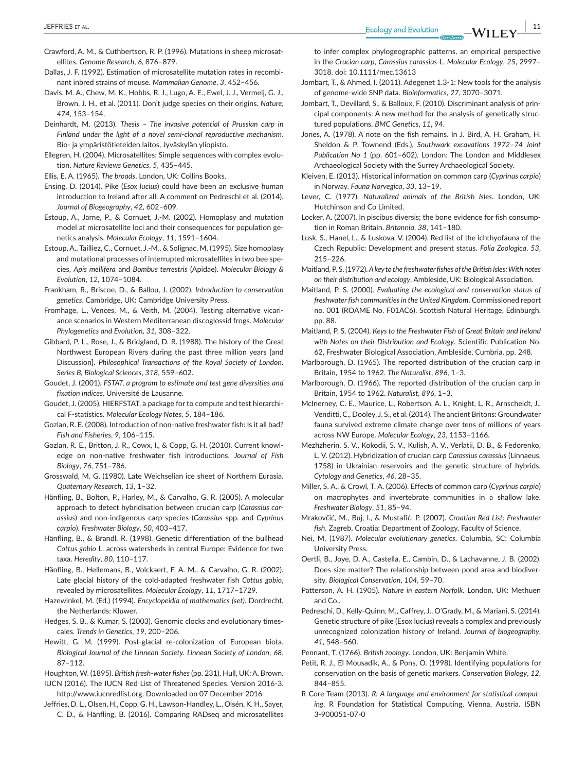Crawford, A. M., & Cuthbertson, R. P. (1996). Mutations in sheep microsatellites. *Genome Research*, *6*, 876–879.

Dallas, J. F. (1992). Estimation of microsatellite mutation rates in recombinant inbred strains of mouse. *Mammalian Genome*, *3*, 452–456.

Davis, M. A., Chew, M. K., Hobbs, R. J., Lugo, A. E., Ewel, J. J., Vermeij, G. J., Brown, J. H., et al. (2011). Don't judge species on their origins. *Nature*, *474*, 153–154.

Deinhardt, M. (2013). *Thesis – The invasive potential of Prussian carp in Finland under the light of a novel semi-clonal reproductive mechanism*. Bio- ja ympäristötieteiden laitos, Jyväskylän yliopisto.

Ellegren, H. (2004). Microsatellites: Simple sequences with complex evolution. *Nature Reviews Genetics*, *5*, 435–445.

Ellis, E. A. (1965). *The broads*. London, UK: Collins Books.

Ensing, D. (2014). Pike (*Esox lucius*) could have been an exclusive human introduction to Ireland after all: A comment on Pedreschi et al. (2014). *Journal of Biogeography*, *42*, 602–609.

Estoup, A., Jarne, P., & Cornuet, J.-M. (2002). Homoplasy and mutation model at microsatellite loci and their consequences for population genetics analysis. *Molecular Ecology*, *11*, 1591–1604.

Estoup, A., Tailliez, C., Cornuet, J.-M., & Solignac, M. (1995). Size homoplasy and mutational processes of interrupted microsatellites in two bee species, *Apis mellifera* and *Bombus terrestris* (Apidae). *Molecular Biology & Evolution*, *12*, 1074–1084.

Frankham, R., Briscoe, D., & Ballou, J. (2002). *Introduction to conservation genetics*. Cambridge, UK: Cambridge University Press.

Fromhage, L., Vences, M., & Veith, M. (2004). Testing alternative vicariance scenarios in Western Mediterranean discoglossid frogs. *Molecular Phylogenetics and Evolution*, *31*, 308–322.

Gibbard, P. L., Rose, J., & Bridgland, D. R. (1988). The history of the Great Northwest European Rivers during the past three million years [and Discussion]. *Philosophical Transactions of the Royal Society of London. Series B, Biological Sciences*, *318*, 559–602.

Goudet, J. (2001). *FSTAT, a program to estimate and test gene diversities and fixation indices*. Université de Lausanne.

Goudet, J. (2005). HIERFSTAT, a package for to compute and test hierarchical F-statistics. *Molecular Ecology Notes*, *5*, 184–186.

Gozlan, R. E. (2008). Introduction of non-native freshwater fish: Is it all bad? *Fish and Fisheries*, *9*, 106–115.

Gozlan, R. E., Britton, J. R., Cowx, I., & Copp, G. H. (2010). Current knowledge on non-native freshwater fish introductions. *Journal of Fish Biology*, *76*, 751–786.

Grosswald, M. G. (1980). Late Weichselian ice sheet of Northern Eurasia. *Quaternary Research*, *13*, 1–32.

Hänfling, B., Bolton, P., Harley, M., & Carvalho, G. R. (2005). A molecular approach to detect hybridisation between crucian carp (*Carassius carassius*) and non-indigenous carp species (*Carassius* spp. and *Cyprinus carpio*). *Freshwater Biology*, *50*, 403–417.

Hänfling, B., & Brandl, R. (1998). Genetic differentiation of the bullhead *Cottus gobio* L. across watersheds in central Europe: Evidence for two taxa. *Heredity*, *80*, 110–117.

Hänfling, B., Hellemans, B., Volckaert, F. A. M., & Carvalho, G. R. (2002). Late glacial history of the cold-adapted freshwater fish *Cottus gobio*, revealed by microsatellites. *Molecular Ecology*, *11*, 1717–1729.

Hazewinkel, M. (Ed.) (1994). *Encycloepidia of mathematics (set)*. Dordrecht, the Netherlands: Kluwer.

Hedges, S. B., & Kumar, S. (2003). Genomic clocks and evolutionary timescales. *Trends in Genetics*, *19*, 200–206.

Hewitt, G. M. (1999). Post-glacial re-colonization of European biota. *Biological Journal of the Linnean Society. Linnean Society of London*, *68*, 87–112.

Houghton, W. (1895). *British fresh-water fishes* (pp. 231). Hull, UK: A. Brown.

IUCN (2016). The IUCN Red List of Threatened Species. Version 2016-3. http://www.iucnredlist.org. Downloaded on 07 December 2016

Jeffries, D. L., Olsen, H., Copp, G. H., Lawson-Handley, L., Olsén, K. H., Sayer, C. D., & Hänfling, B. (2016). Comparing RADseq and microsatellites to infer complex phylogeographic patterns, an empirical perspective in the *Crucian carp*, *Carassius carassius* L. *Molecular Ecology*, *25*, 2997–3018. doi: 10.1111/mec.13613

Jombart, T., & Ahmed, I. (2011). Adegenet 1.3-1: New tools for the analysis of genome-wide SNP data. *Bioinformatics*, *27*, 3070–3071.

Jombart, T., Devillard, S., & Balloux, F. (2010). Discriminant analysis of principal components: A new method for the analysis of genetically structured populations. *BMC Genetics*, *11*, 94.

Jones, A. (1978). A note on the fish remains. In J. Bird, A. H. Graham, H. Sheldon & P. Townend (Eds.), *Southwark excavations 1972–74 Joint Publication No 1* (pp. 601–602). London: The London and Middlesex Archaeological Society with the Surrey Archaeological Society.

Kleiven, E. (2013). Historical information on common carp (*Cyprinus carpio*) in Norway. *Fauna Norvegica*, *33*, 13–19.

Lever, C. (1977). *Naturalized animals of the British Isles*. London, UK: Hutchinson and Co Limited.

Locker, A. (2007). In piscibus diversis; the bone evidence for fish consumption in Roman Britain. *Britannia*, *38*, 141–180.

Lusk, S., Hanel, L., & Luskova, V. (2004). Red list of the ichthyofauna of the Czech Republic: Development and present status. *Folia Zoologica*, *53*, 215–226.

Maitland, P. S. (1972). *A key to the freshwater fishes of the British Isles: With notes on their distribution and ecology*. Ambleside, UK: Biological Association.

Maitland, P. S. (2000). *Evaluating the ecological and conservation status of freshwater fish communities in the United Kingdom*. Commissioned report no. 001 (ROAME No. F01AC6). Scottish Natural Heritage, Edinburgh. pp. 88.

Maitland, P. S. (2004). *Keys to the Freshwater Fish of Great Britain and Ireland with Notes on their Distribution and Ecology*. Scientific Publication No. 62, Freshwater Biological Association, Ambleside, Cumbria. pp. 248.

Marlborough, D. (1965). The reported distribution of the crucian carp in Britain, 1954 to 1962. *The Naturalist*, *896*, 1–3.

Marlborough, D. (1966). The reported distribution of the crucian carp in Britain, 1954 to 1962. *Naturalist*, *896*, 1–3.

McInerney, C. E., Maurice, L., Robertson, A. L., Knight, L. R., Arnscheidt, J., Venditti, C., Dooley, J. S., et al. (2014). The ancient Britons: Groundwater fauna survived extreme climate change over tens of millions of years across NW Europe. *Molecular Ecology*, *23*, 1153–1166.

Mezhzherin, S. V., Kokodii, S. V., Kulish, A. V., Verlatii, D. B., & Fedorenko, L. V. (2012). Hybridization of crucian carp *Carassius carassius* (Linnaeus, 1758) in Ukrainian reservoirs and the genetic structure of hybrids. *Cytology and Genetics*, *46*, 28–35.

Miller, S. A., & Crowl, T. A. (2006). Effects of common carp (*Cyprinus carpio*) on macrophytes and invertebrate communities in a shallow lake. *Freshwater Biology*, *51*, 85–94.

Mrakovčić, M., Buj, I., & Mustafić, P. (2007). *Croatian Red List: Freshwater fish*. Zagreb, Croatia: Department of Zoology, Faculty of Science.

Nei, M. (1987). *Molecular evolutionary genetics*. Columbia, SC: Columbia University Press.

Oertli, B., Joye, D. A., Castella, E., Cambin, D., & Lachavanne, J. B. (2002). Does size matter? The relationship between pond area and biodiversity. *Biological Conservation*, *104*, 59–70.

Patterson, A. H. (1905). *Nature in eastern Norfolk*. London, UK: Methuen and Co..

Pedreschi, D., Kelly-Quinn, M., Caffrey, J., O'Grady, M., & Mariani, S. (2014). Genetic structure of pike (Esox lucius) reveals a complex and previously unrecognized colonization history of Ireland. *Journal of biogeography*, *41*, 548–560.

Pennant, T. (1766). *British zoology*. London, UK: Benjamin White.

Petit, R. J., El Mousadik, A., & Pons, O. (1998). Identifying populations for conservation on the basis of genetic markers. *Conservation Biology*, *12*, 844–855.

R Core Team (2013). *R: A language and environment for statistical computing*. R Foundation for Statistical Computing, Vienna, Austria. ISBN 3-900051-07-0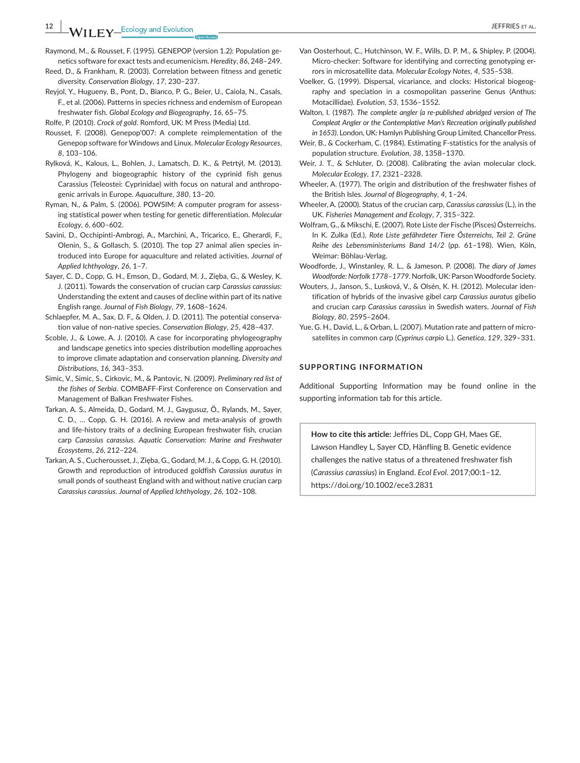Raymond, M., & Rousset, F. (1995). GENEPOP (version 1.2): Population genetics software for exact tests and ecumenicism. *Heredity*, *86*, 248–249.

Reed, D., & Frankham, R. (2003). Correlation between fitness and genetic diversity. *Conservation Biology*, *17*, 230–237.

Reyjol, Y., Hugueny, B., Pont, D., Bianco, P. G., Beier, U., Caiola, N., Casals, F., et al. (2006). Patterns in species richness and endemism of European freshwater fish. *Global Ecology and Biogeography*, *16*, 65–75.

Rolfe, P. (2010). *Crock of gold*. Romford, UK: M Press (Media) Ltd.

Rousset, F. (2008). Genepop'007: A complete reimplementation of the Genepop software for Windows and Linux. *Molecular Ecology Resources*, *8*, 103–106.

Rylková, K., Kalous, L., Bohlen, J., Lamatsch, D. K., & Petrtýl, M. (2013). Phylogeny and biogeographic history of the cyprinid fish genus Carassius (Teleostei: Cyprinidae) with focus on natural and anthropogenic arrivals in Europe. *Aquaculture*, *380*, 13–20.

Ryman, N., & Palm, S. (2006). POWSIM: A computer program for assessing statistical power when testing for genetic differentiation. *Molecular Ecology*, *6*, 600–602.

Savini, D., Occhipinti-Ambrogi, A., Marchini, A., Tricarico, E., Gherardi, F., Olenin, S., & Gollasch, S. (2010). The top 27 animal alien species introduced into Europe for aquaculture and related activities. *Journal of Applied Ichthyology*, *26*, 1–7.

Sayer, C. D., Copp, G. H., Emson, D., Godard, M. J., Zięba, G., & Wesley, K. J. (2011). Towards the conservation of crucian carp *Carassius carassius*: Understanding the extent and causes of decline within part of its native English range. *Journal of Fish Biology*, *79*, 1608–1624.

Schlaepfer, M. A., Sax, D. F., & Olden, J. D. (2011). The potential conservation value of non-native species. *Conservation Biology*, *25*, 428–437.

Scoble, J., & Lowe, A. J. (2010). A case for incorporating phylogeography and landscape genetics into species distribution modelling approaches to improve climate adaptation and conservation planning. *Diversity and Distributions*, *16*, 343–353.

Simic, V., Simic, S., Cirkovic, M., & Pantovic, N. (2009). *Preliminary red list of the fishes of Serbia*. COMBAFF-First Conference on Conservation and Management of Balkan Freshwater Fishes.

Tarkan, A. S., Almeida, D., Godard, M. J., Gaygusuz, Ö., Rylands, M., Sayer, C. D., … Copp, G. H. (2016). A review and meta-analysis of growth and life-history traits of a declining European freshwater fish, crucian carp *Carassius carassius*. *Aquatic Conservation: Marine and Freshwater Ecosystems*, *26*, 212–224.

Tarkan, A. S., Cucherousset, J., Zięba, G., Godard, M. J., & Copp, G. H. (2010). Growth and reproduction of introduced goldfish *Carassius auratus* in small ponds of southeast England with and without native crucian carp *Carassius carassius*. *Journal of Applied Ichthyology*, *26*, 102–108.

Van Oosterhout, C., Hutchinson, W. F., Wills, D. P. M., & Shipley, P. (2004). Micro-checker: Software for identifying and correcting genotyping errors in microsatellite data. *Molecular Ecology Notes*, *4*, 535–538.

Voelker, G. (1999). Dispersal, vicariance, and clocks: Historical biogeography and speciation in a cosmopolitan passerine Genus (Anthus: Motacillidae). *Evolution*, *53*, 1536–1552.

Walton, I. (1987). *The complete angler (a re-published abridged version of The Compleat Angler or the Contemplative Man's Recreation originally published in 1653)*. London, UK: Hamlyn Publishing Group Limited, Chancellor Press.

Weir, B., & Cockerham, C. (1984). Estimating F-statistics for the analysis of population structure. *Evolution*, *38*, 1358–1370.

Weir, J. T., & Schluter, D. (2008). Calibrating the avian molecular clock. *Molecular Ecology*, *17*, 2321–2328.

Wheeler, A. (1977). The origin and distribution of the freshwater fishes of the British Isles. *Journal of Biogeography*, *4*, 1–24.

Wheeler, A. (2000). Status of the crucian carp, *Carassius carassius* (L.), in the UK. *Fisheries Management and Ecology*, *7*, 315–322.

Wolfram, G., & Mikschi, E. (2007). Rote Liste der Fische (Pisces) Österreichs. In K. Zulka (Ed.), *Rote Liste gefährdeter Tiere Österreichs, Teil 2. Grüne Reihe des Lebensministeriums Band 14/2* (pp. 61–198). Wien, Köln, Weimar: Böhlau-Verlag.

Woodforde, J., Winstanley, R. L., & Jameson, P. (2008). *The diary of James Woodforde: Norfolk 1778–1779*. Norfolk, UK: Parson Woodforde Society.

Wouters, J., Janson, S., Lusková, V., & Olsén, K. H. (2012). Molecular identification of hybrids of the invasive gibel carp *Carassius auratus* gibelio and crucian carp *Carassius carassius* in Swedish waters. *Journal of Fish Biology*, *80*, 2595–2604.

Yue, G. H., David, L., & Orban, L. (2007). Mutation rate and pattern of microsatellites in common carp (*Cyprinus carpio* L.). *Genetica*, *129*, 329–331.

## SUPPORTING INFORMATION

Additional Supporting Information may be found online in the supporting information tab for this article.

**How to cite this article:** Jeffries DL, Copp GH, Maes GE, Lawson Handley L, Sayer CD, Hänfling B. Genetic evidence challenges the native status of a threatened freshwater fish (*Carassius carassius*) in England. *Ecol Evol*. 2017;00:1–12. https://doi.org/10.1002/ece3.2831